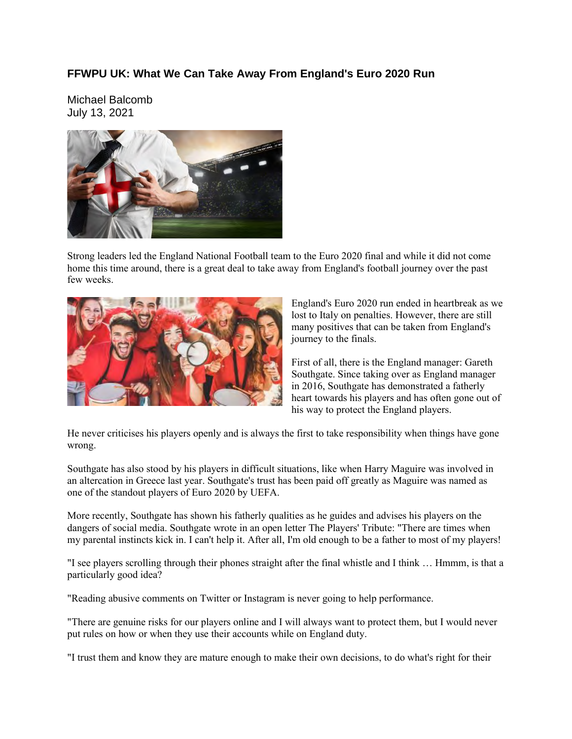# FFWPU UK: What We Can Take Away From England's Euro 2020 Run

Michael Balcomb
July 13, 2021

Strong leaders led the England National Football team to the Euro 2020 final and while it did not come home this time around, there is a great deal to take away from England's football journey over the past few weeks.

England's Euro 2020 run ended in heartbreak as we lost to Italy on penalties. However, there are still many positives that can be taken from England's journey to the finals.

First of all, there is the England manager: Gareth Southgate. Since taking over as England manager in 2016, Southgate has demonstrated a fatherly heart towards his players and has often gone out of his way to protect the England players.

He never criticises his players openly and is always the first to take responsibility when things have gone wrong.

Southgate has also stood by his players in difficult situations, like when Harry Maguire was involved in an altercation in Greece last year. Southgate's trust has been paid off greatly as Maguire was named as one of the standout players of Euro 2020 by UEFA.

More recently, Southgate has shown his fatherly qualities as he guides and advises his players on the dangers of social media. Southgate wrote in an open letter The Players' Tribute: "There are times when my parental instincts kick in. I can't help it. After all, I'm old enough to be a father to most of my players!

"I see players scrolling through their phones straight after the final whistle and I think … Hmmm, is that a particularly good idea?

"Reading abusive comments on Twitter or Instagram is never going to help performance.

"There are genuine risks for our players online and I will always want to protect them, but I would never put rules on how or when they use their accounts while on England duty.

"I trust them and know they are mature enough to make their own decisions, to do what's right for their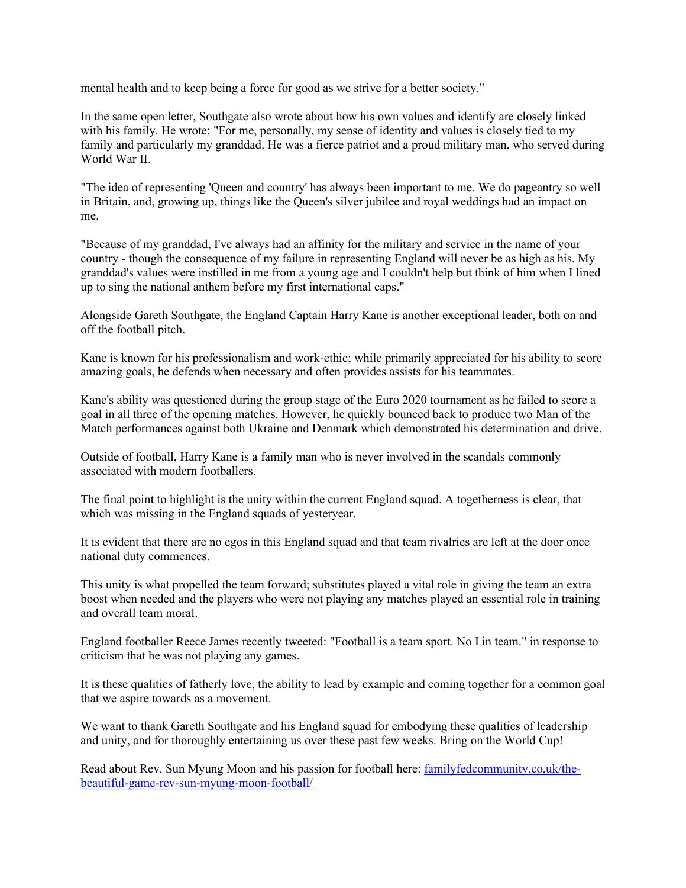mental health and to keep being a force for good as we strive for a better society."

In the same open letter, Southgate also wrote about how his own values and identify are closely linked with his family. He wrote: "For me, personally, my sense of identity and values is closely tied to my family and particularly my granddad. He was a fierce patriot and a proud military man, who served during World War II.

"The idea of representing 'Queen and country' has always been important to me. We do pageantry so well in Britain, and, growing up, things like the Queen's silver jubilee and royal weddings had an impact on me.

"Because of my granddad, I've always had an affinity for the military and service in the name of your country - though the consequence of my failure in representing England will never be as high as his. My granddad's values were instilled in me from a young age and I couldn't help but think of him when I lined up to sing the national anthem before my first international caps."

Alongside Gareth Southgate, the England Captain Harry Kane is another exceptional leader, both on and off the football pitch.

Kane is known for his professionalism and work-ethic; while primarily appreciated for his ability to score amazing goals, he defends when necessary and often provides assists for his teammates.

Kane's ability was questioned during the group stage of the Euro 2020 tournament as he failed to score a goal in all three of the opening matches. However, he quickly bounced back to produce two Man of the Match performances against both Ukraine and Denmark which demonstrated his determination and drive.

Outside of football, Harry Kane is a family man who is never involved in the scandals commonly associated with modern footballers.

The final point to highlight is the unity within the current England squad. A togetherness is clear, that which was missing in the England squads of yesteryear.

It is evident that there are no egos in this England squad and that team rivalries are left at the door once national duty commences.

This unity is what propelled the team forward; substitutes played a vital role in giving the team an extra boost when needed and the players who were not playing any matches played an essential role in training and overall team moral.

England footballer Reece James recently tweeted: "Football is a team sport. No I in team." in response to criticism that he was not playing any games.

It is these qualities of fatherly love, the ability to lead by example and coming together for a common goal that we aspire towards as a movement.

We want to thank Gareth Southgate and his England squad for embodying these qualities of leadership and unity, and for thoroughly entertaining us over these past few weeks. Bring on the World Cup!

Read about Rev. Sun Myung Moon and his passion for football here: [familyfedcommunity.co,uk/the-beautiful-game-rev-sun-myung-moon-football/](familyfedcommunity.co,uk/the-beautiful-game-rev-sun-myung-moon-football/)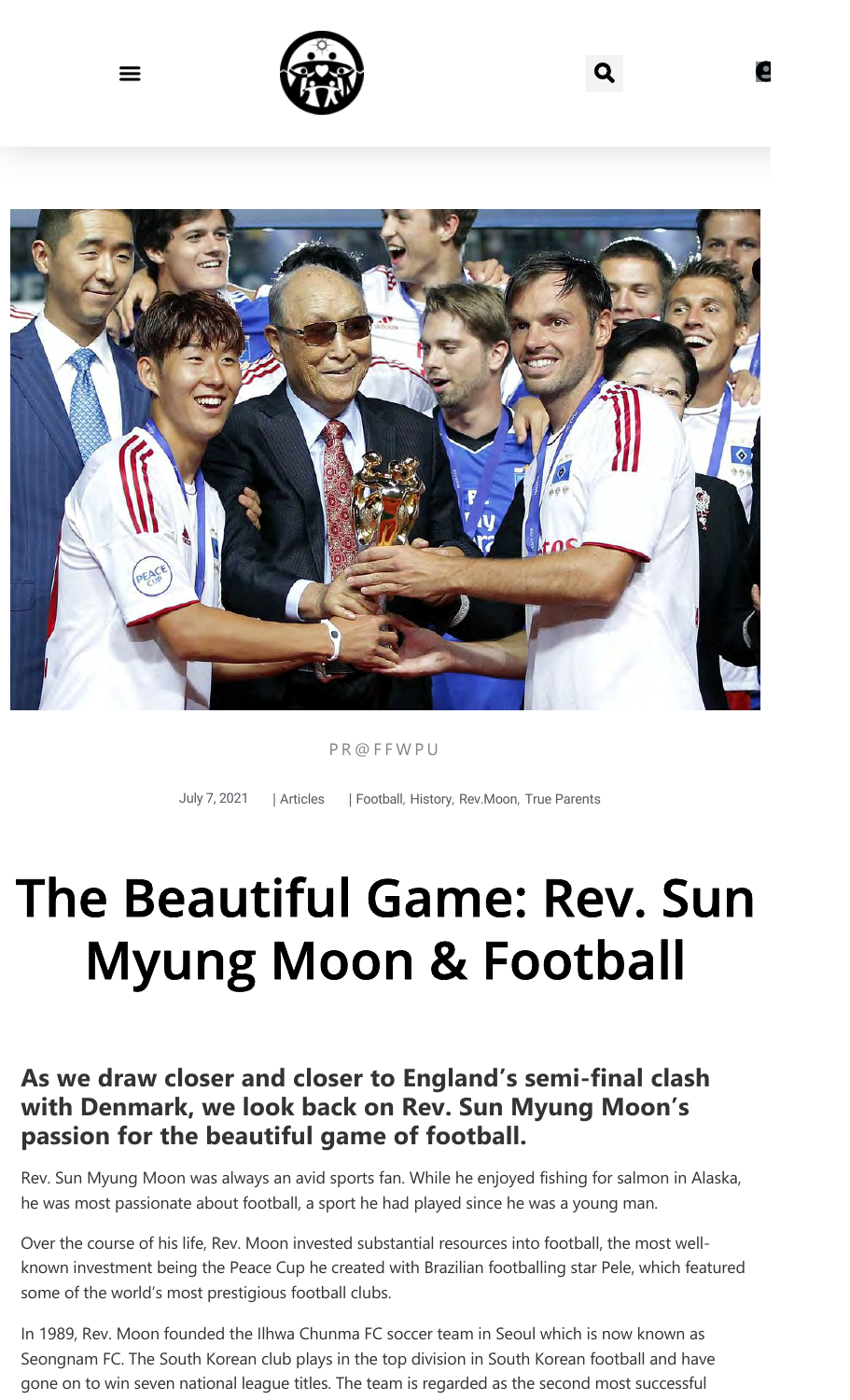PR@FFWPU

July 7, 2021 | Articles | Football, History, Rev.Moon, True Parents

# The Beautiful Game: Rev. Sun Myung Moon & Football

### As we draw closer and closer to England's semi-final clash with Denmark, we look back on Rev. Sun Myung Moon's passion for the beautiful game of football.

Rev. Sun Myung Moon was always an avid sports fan. While he enjoyed fishing for salmon in Alaska, he was most passionate about football, a sport he had played since he was a young man.

Over the course of his life, Rev. Moon invested substantial resources into football, the most well-known investment being the Peace Cup he created with Brazilian footballing star Pele, which featured some of the world's most prestigious football clubs.

In 1989, Rev. Moon founded the Ilhwa Chunma FC soccer team in Seoul which is now known as Seongnam FC. The South Korean club plays in the top division in South Korean football and have gone on to win seven national league titles. The team is regarded as the second most successful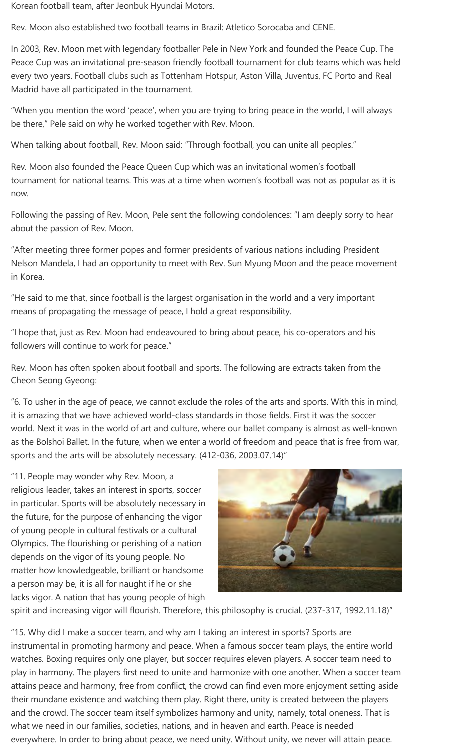Korean football team, after Jeonbuk Hyundai Motors.

Rev. Moon also established two football teams in Brazil: Atletico Sorocaba and CENE.

In 2003, Rev. Moon met with legendary footballer Pele in New York and founded the Peace Cup. The Peace Cup was an invitational pre-season friendly football tournament for club teams which was held every two years. Football clubs such as Tottenham Hotspur, Aston Villa, Juventus, FC Porto and Real Madrid have all participated in the tournament.

"When you mention the word 'peace', when you are trying to bring peace in the world, I will always be there," Pele said on why he worked together with Rev. Moon.

When talking about football, Rev. Moon said: "Through football, you can unite all peoples."

Rev. Moon also founded the Peace Queen Cup which was an invitational women's football tournament for national teams. This was at a time when women's football was not as popular as it is now.

Following the passing of Rev. Moon, Pele sent the following condolences: "I am deeply sorry to hear about the passion of Rev. Moon.

"After meeting three former popes and former presidents of various nations including President Nelson Mandela, I had an opportunity to meet with Rev. Sun Myung Moon and the peace movement in Korea.

"He said to me that, since football is the largest organisation in the world and a very important means of propagating the message of peace, I hold a great responsibility.

"I hope that, just as Rev. Moon had endeavoured to bring about peace, his co-operators and his followers will continue to work for peace."

Rev. Moon has often spoken about football and sports. The following are extracts taken from the Cheon Seong Gyeong:

"6. To usher in the age of peace, we cannot exclude the roles of the arts and sports. With this in mind, it is amazing that we have achieved world-class standards in those fields. First it was the soccer world. Next it was in the world of art and culture, where our ballet company is almost as well-known as the Bolshoi Ballet. In the future, when we enter a world of freedom and peace that is free from war, sports and the arts will be absolutely necessary. (412-036, 2003.07.14)"

"11. People may wonder why Rev. Moon, a religious leader, takes an interest in sports, soccer in particular. Sports will be absolutely necessary in the future, for the purpose of enhancing the vigor of young people in cultural festivals or a cultural Olympics. The flourishing or perishing of a nation depends on the vigor of its young people. No matter how knowledgeable, brilliant or handsome a person may be, it is all for naught if he or she lacks vigor. A nation that has young people of high spirit and increasing vigor will flourish. Therefore, this philosophy is crucial. (237-317, 1992.11.18)"

"15. Why did I make a soccer team, and why am I taking an interest in sports? Sports are instrumental in promoting harmony and peace. When a famous soccer team plays, the entire world watches. Boxing requires only one player, but soccer requires eleven players. A soccer team need to play in harmony. The players first need to unite and harmonize with one another. When a soccer team attains peace and harmony, free from conflict, the crowd can find even more enjoyment setting aside their mundane existence and watching them play. Right there, unity is created between the players and the crowd. The soccer team itself symbolizes harmony and unity, namely, total oneness. That is what we need in our families, societies, nations, and in heaven and earth. Peace is needed everywhere. In order to bring about peace, we need unity. Without unity, we never will attain peace.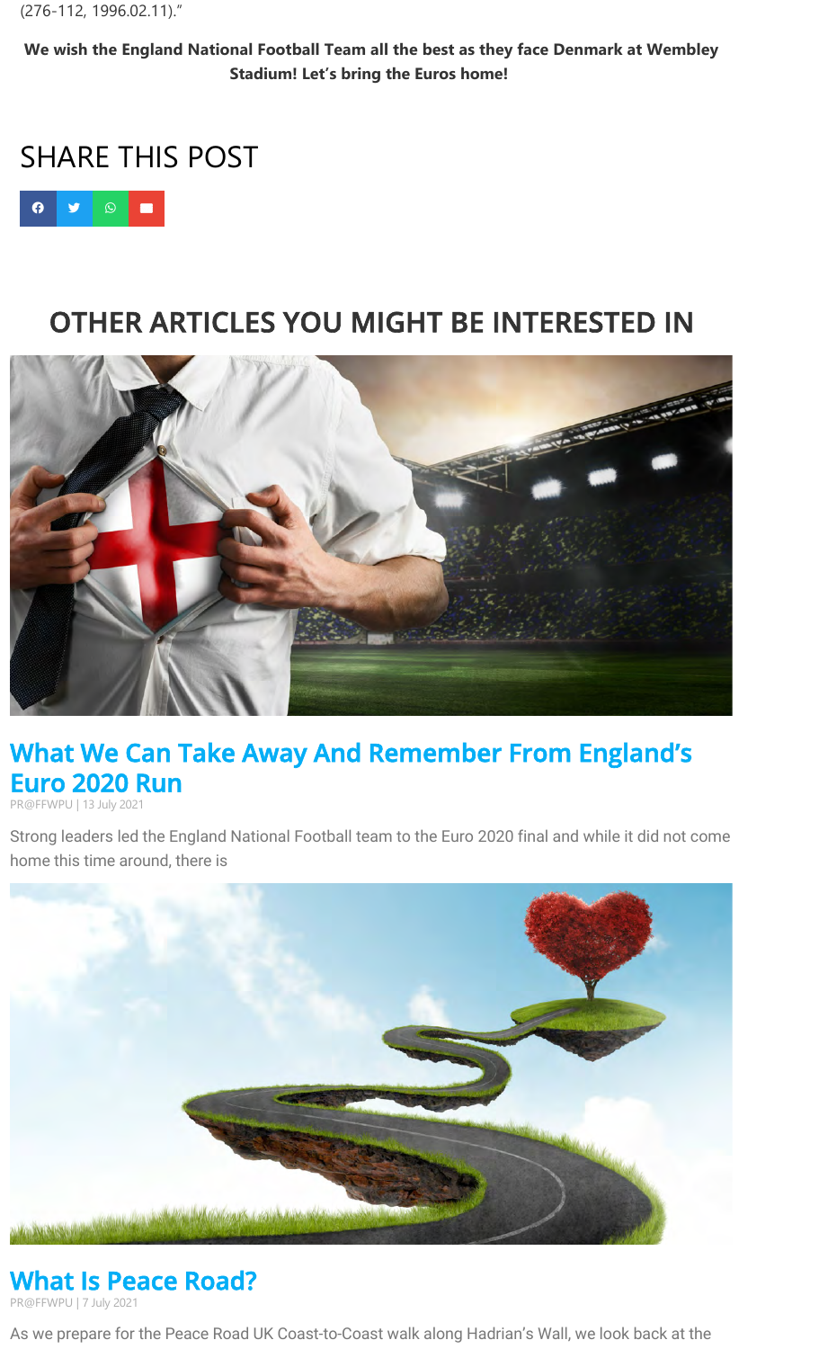(276-112, 1996.02.11)."

**We wish the England National Football Team all the best as they face Denmark at Wembley Stadium! Let's bring the Euros home!**

## SHARE THIS POST

## OTHER ARTICLES YOU MIGHT BE INTERESTED IN

### What We Can Take Away And Remember From England's Euro 2020 Run

PR@FFWPU | 13 July 2021

Strong leaders led the England National Football team to the Euro 2020 final and while it did not come home this time around, there is

### What Is Peace Road?

PR@FFWPU | 7 July 2021

As we prepare for the Peace Road UK Coast-to-Coast walk along Hadrian's Wall, we look back at the